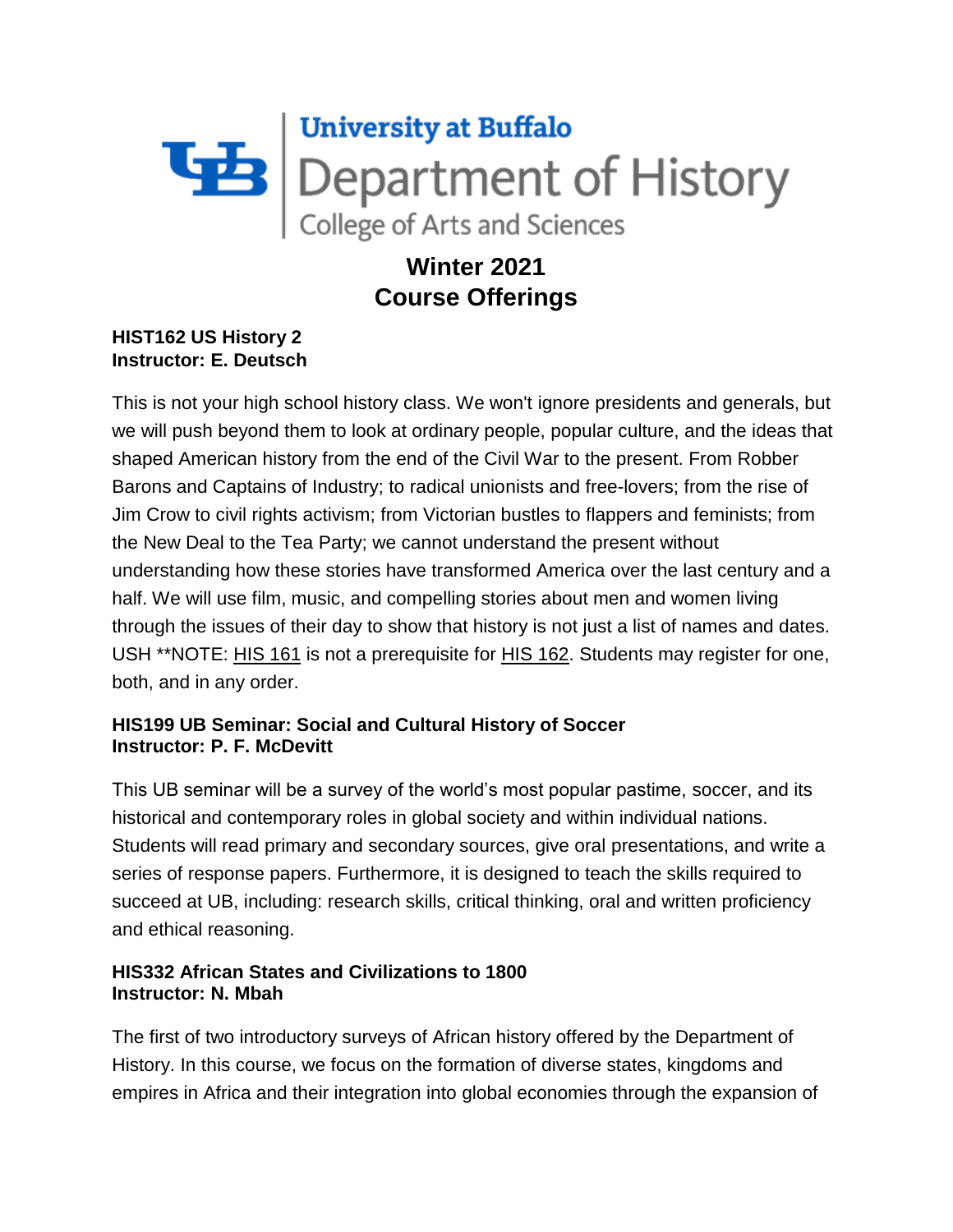University at Buffalo
Department of History
College of Arts and Sciences

# Winter 2021
# Course Offerings

**HIST162 US History 2**
**Instructor: E. Deutsch**

This is not your high school history class. We won't ignore presidents and generals, but we will push beyond them to look at ordinary people, popular culture, and the ideas that shaped American history from the end of the Civil War to the present. From Robber Barons and Captains of Industry; to radical unionists and free-lovers; from the rise of Jim Crow to civil rights activism; from Victorian bustles to flappers and feminists; from the New Deal to the Tea Party; we cannot understand the present without understanding how these stories have transformed America over the last century and a half. We will use film, music, and compelling stories about men and women living through the issues of their day to show that history is not just a list of names and dates. USH **NOTE: HIS 161 is not a prerequisite for HIS 162. Students may register for one, both, and in any order.

**HIS199 UB Seminar: Social and Cultural History of Soccer**
**Instructor: P. F. McDevitt**

This UB seminar will be a survey of the world's most popular pastime, soccer, and its historical and contemporary roles in global society and within individual nations. Students will read primary and secondary sources, give oral presentations, and write a series of response papers. Furthermore, it is designed to teach the skills required to succeed at UB, including: research skills, critical thinking, oral and written proficiency and ethical reasoning.

**HIS332 African States and Civilizations to 1800**
**Instructor: N. Mbah**

The first of two introductory surveys of African history offered by the Department of History. In this course, we focus on the formation of diverse states, kingdoms and empires in Africa and their integration into global economies through the expansion of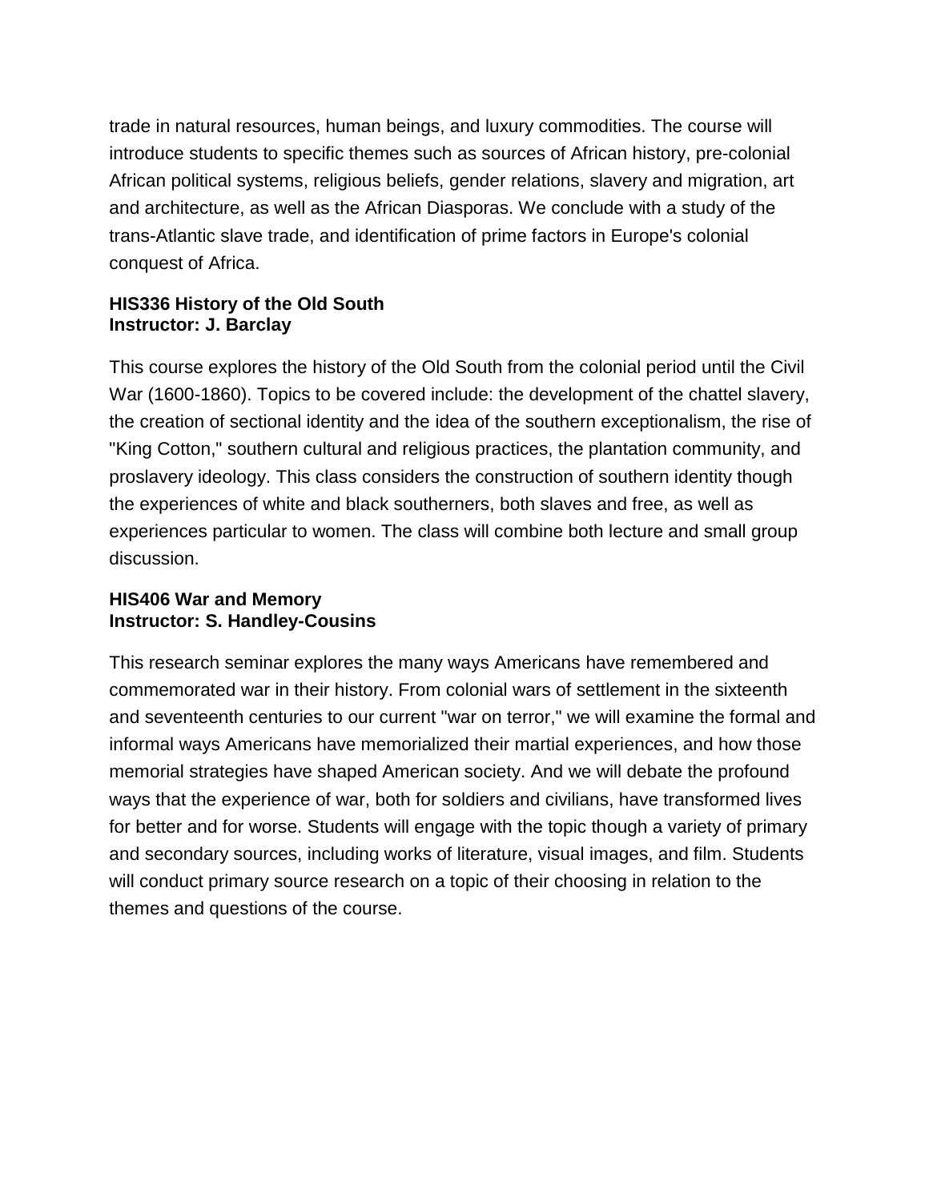trade in natural resources, human beings, and luxury commodities. The course will introduce students to specific themes such as sources of African history, pre-colonial African political systems, religious beliefs, gender relations, slavery and migration, art and architecture, as well as the African Diasporas. We conclude with a study of the trans-Atlantic slave trade, and identification of prime factors in Europe's colonial conquest of Africa.

**HIS336 History of the Old South**
**Instructor: J. Barclay**

This course explores the history of the Old South from the colonial period until the Civil War (1600-1860). Topics to be covered include: the development of the chattel slavery, the creation of sectional identity and the idea of the southern exceptionalism, the rise of "King Cotton," southern cultural and religious practices, the plantation community, and proslavery ideology. This class considers the construction of southern identity though the experiences of white and black southerners, both slaves and free, as well as experiences particular to women. The class will combine both lecture and small group discussion.

**HIS406 War and Memory**
**Instructor: S. Handley-Cousins**

This research seminar explores the many ways Americans have remembered and commemorated war in their history. From colonial wars of settlement in the sixteenth and seventeenth centuries to our current "war on terror," we will examine the formal and informal ways Americans have memorialized their martial experiences, and how those memorial strategies have shaped American society. And we will debate the profound ways that the experience of war, both for soldiers and civilians, have transformed lives for better and for worse. Students will engage with the topic though a variety of primary and secondary sources, including works of literature, visual images, and film. Students will conduct primary source research on a topic of their choosing in relation to the themes and questions of the course.